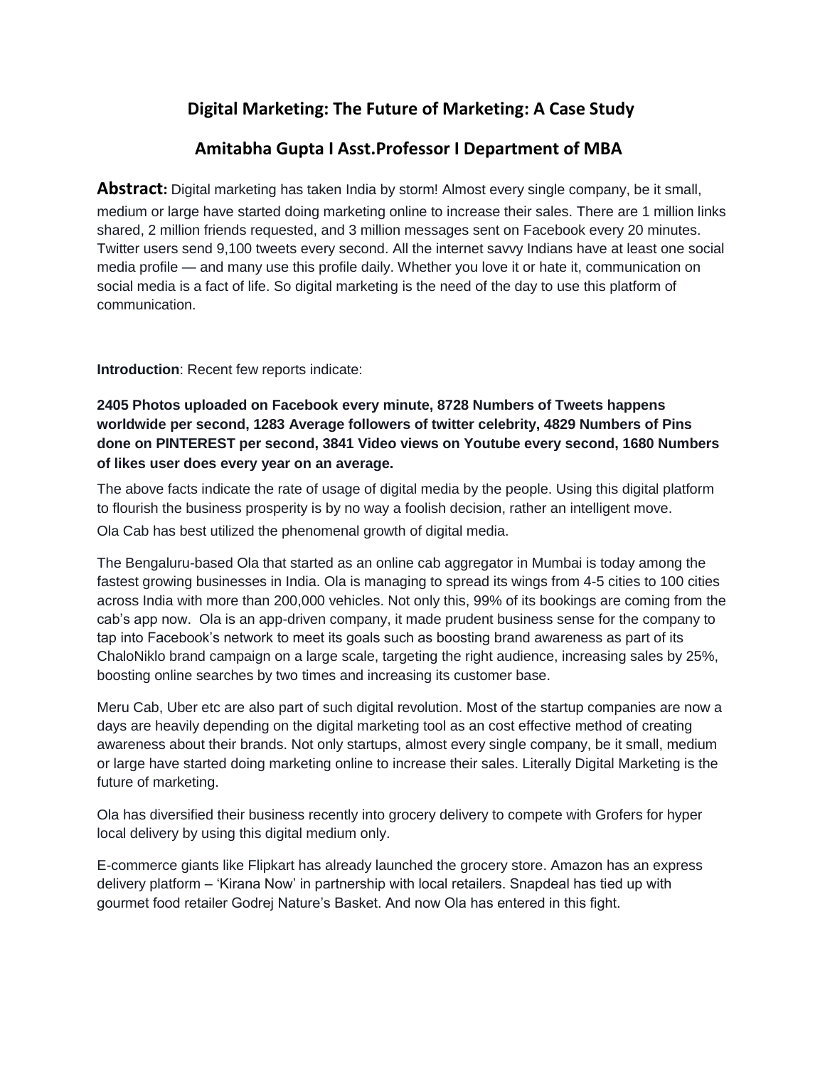# Digital Marketing: The Future of Marketing: A Case Study

## Amitabha Gupta I Asst.Professor I Department of MBA

**Abstract:** Digital marketing has taken India by storm! Almost every single company, be it small, medium or large have started doing marketing online to increase their sales. There are 1 million links shared, 2 million friends requested, and 3 million messages sent on Facebook every 20 minutes. Twitter users send 9,100 tweets every second. All the internet savvy Indians have at least one social media profile — and many use this profile daily. Whether you love it or hate it, communication on social media is a fact of life. So digital marketing is the need of the day to use this platform of communication.

**Introduction**: Recent few reports indicate:

**2405 Photos uploaded on Facebook every minute, 8728 Numbers of Tweets happens worldwide per second, 1283 Average followers of twitter celebrity, 4829 Numbers of Pins done on PINTEREST per second, 3841 Video views on Youtube every second, 1680 Numbers of likes user does every year on an average.**

The above facts indicate the rate of usage of digital media by the people. Using this digital platform to flourish the business prosperity is by no way a foolish decision, rather an intelligent move.

Ola Cab has best utilized the phenomenal growth of digital media.

The Bengaluru-based Ola that started as an online cab aggregator in Mumbai is today among the fastest growing businesses in India. Ola is managing to spread its wings from 4-5 cities to 100 cities across India with more than 200,000 vehicles. Not only this, 99% of its bookings are coming from the cab's app now. Ola is an app-driven company, it made prudent business sense for the company to tap into Facebook's network to meet its goals such as boosting brand awareness as part of its ChaloNiklo brand campaign on a large scale, targeting the right audience, increasing sales by 25%, boosting online searches by two times and increasing its customer base.

Meru Cab, Uber etc are also part of such digital revolution. Most of the startup companies are now a days are heavily depending on the digital marketing tool as an cost effective method of creating awareness about their brands. Not only startups, almost every single company, be it small, medium or large have started doing marketing online to increase their sales. Literally Digital Marketing is the future of marketing.

Ola has diversified their business recently into grocery delivery to compete with Grofers for hyper local delivery by using this digital medium only.

E-commerce giants like Flipkart has already launched the grocery store. Amazon has an express delivery platform – 'Kirana Now' in partnership with local retailers. Snapdeal has tied up with gourmet food retailer Godrej Nature's Basket. And now Ola has entered in this fight.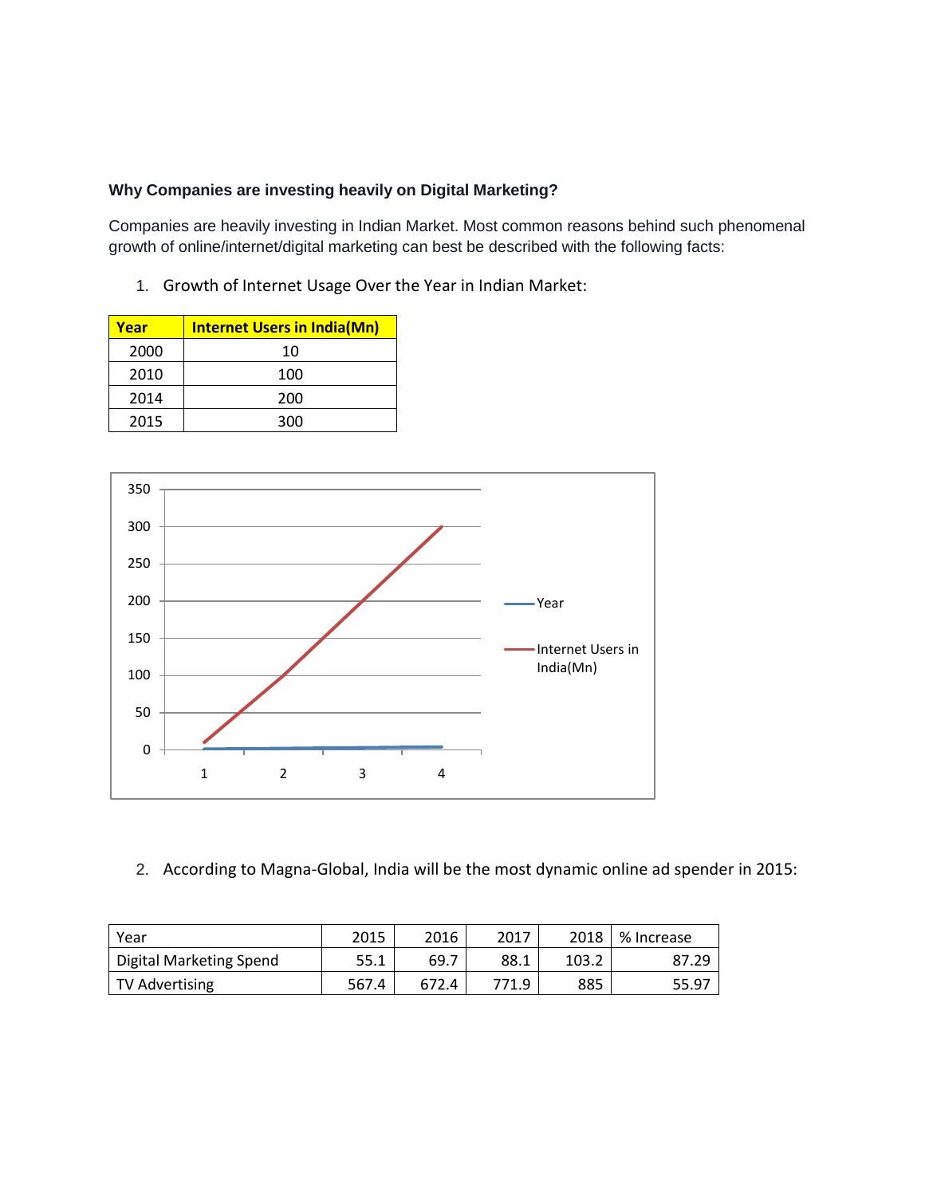**Why Companies are investing heavily on Digital Marketing?**

Companies are heavily investing in Indian Market. Most common reasons behind such phenomenal growth of online/internet/digital marketing can best be described with the following facts:

1. Growth of Internet Usage Over the Year in Indian Market:

| Year | Internet Users in India(Mn) |
|---|---|
| 2000 | 10 |
| 2010 | 100 |
| 2014 | 200 |
| 2015 | 300 |

350
300
250
200
150
100
50
0
1
2
3
4
Year
Internet Users in India(Mn)

2. According to Magna-Global, India will be the most dynamic online ad spender in 2015:

| Year | 2015 | 2016 | 2017 | 2018 | % Increase |
|---|---|---|---|---|---|
| Digital Marketing Spend | 55.1 | 69.7 | 88.1 | 103.2 | 87.29 |
| TV Advertising | 567.4 | 672.4 | 771.9 | 885 | 55.97 |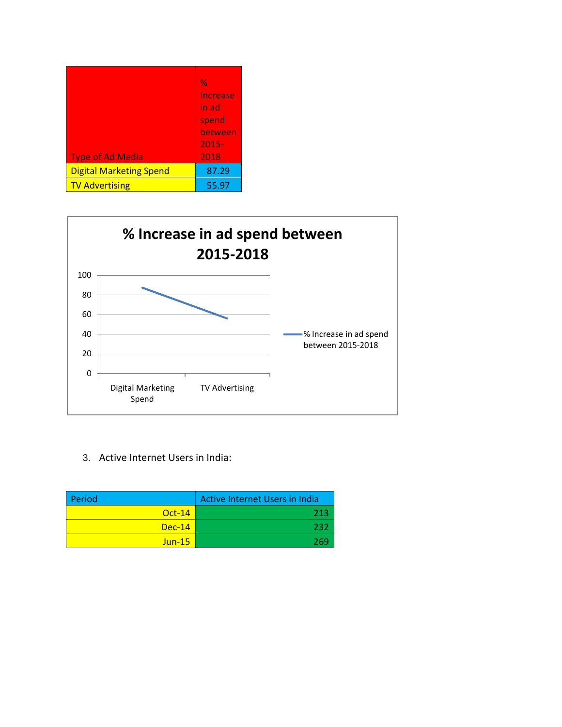| Type of Ad Media | % Increase in ad spend between 2015-2018 |
|---|---|
| Digital Marketing Spend | 87.29 |
| TV Advertising | 55.97 |

% Increase in ad spend between 2015-2018

100
80
60
40
20
0

Digital Marketing Spend
TV Advertising

% Increase in ad spend between 2015-2018

3. Active Internet Users in India:

| Period | Active Internet Users in India |
|---|---|
| Oct-14 | 213 |
| Dec-14 | 232 |
| Jun-15 | 269 |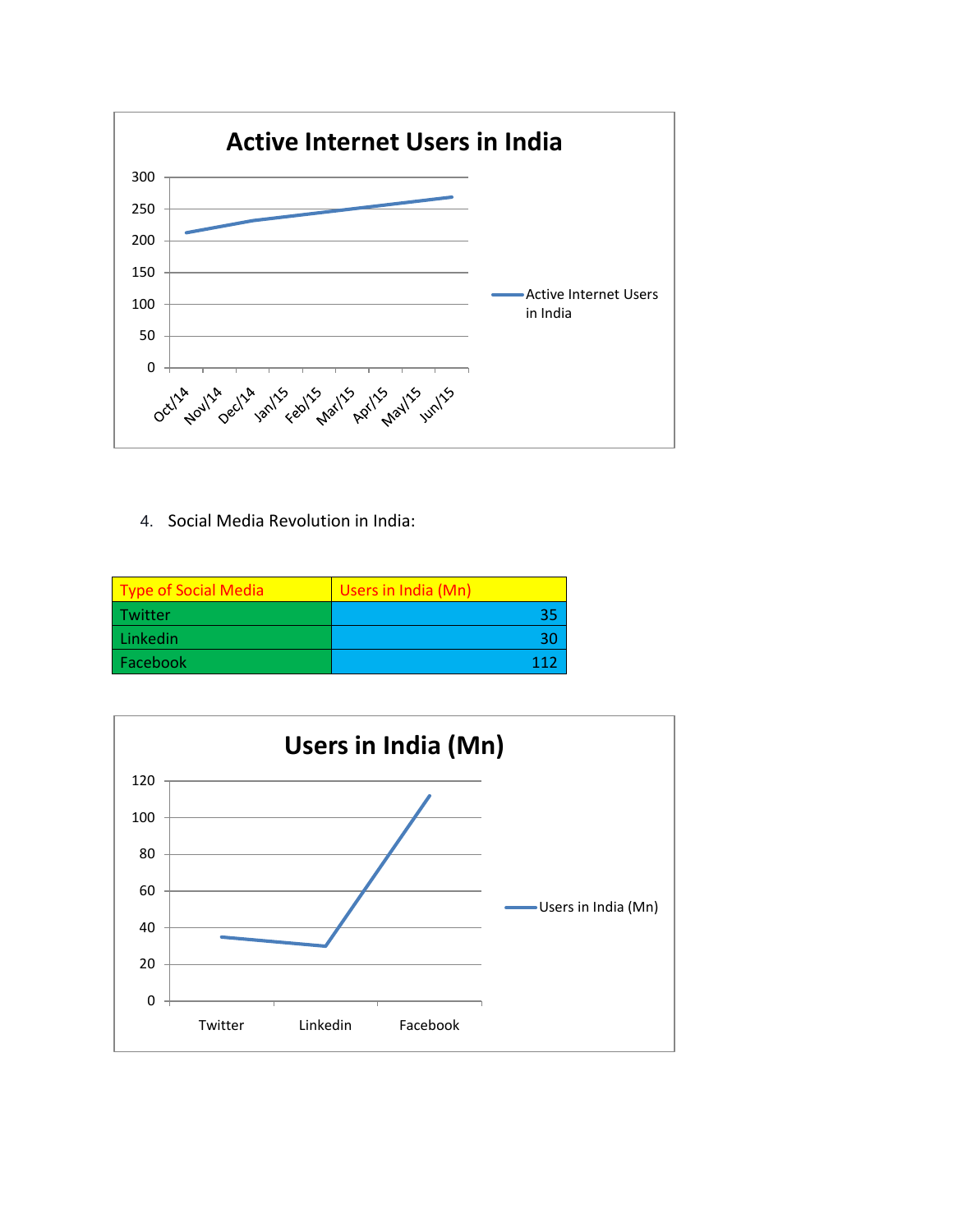4. Social Media Revolution in India:

| Type of Social Media | Users in India (Mn) |
| --- | --- |
| Twitter | 35 |
| Linkedin | 30 |
| Facebook | 112 |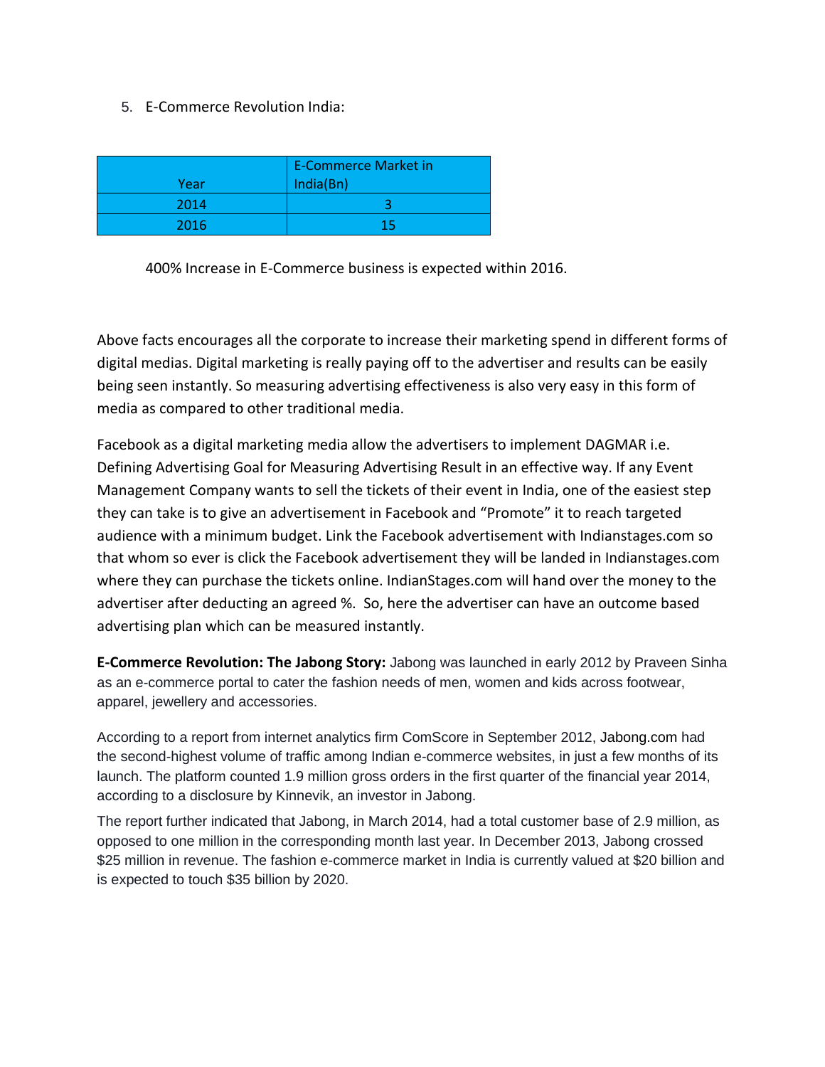5. E-Commerce Revolution India:

| Year | E-Commerce Market in India(Bn) |
|---|---|
| 2014 | 3 |
| 2016 | 15 |

400% Increase in E-Commerce business is expected within 2016.

Above facts encourages all the corporate to increase their marketing spend in different forms of digital medias. Digital marketing is really paying off to the advertiser and results can be easily being seen instantly. So measuring advertising effectiveness is also very easy in this form of media as compared to other traditional media.

Facebook as a digital marketing media allow the advertisers to implement DAGMAR i.e. Defining Advertising Goal for Measuring Advertising Result in an effective way. If any Event Management Company wants to sell the tickets of their event in India, one of the easiest step they can take is to give an advertisement in Facebook and "Promote" it to reach targeted audience with a minimum budget. Link the Facebook advertisement with Indianstages.com so that whom so ever is click the Facebook advertisement they will be landed in Indianstages.com where they can purchase the tickets online. IndianStages.com will hand over the money to the advertiser after deducting an agreed %. So, here the advertiser can have an outcome based advertising plan which can be measured instantly.

**E-Commerce Revolution: The Jabong Story:** Jabong was launched in early 2012 by Praveen Sinha as an e-commerce portal to cater the fashion needs of men, women and kids across footwear, apparel, jewellery and accessories.

According to a report from internet analytics firm ComScore in September 2012, Jabong.com had the second-highest volume of traffic among Indian e-commerce websites, in just a few months of its launch. The platform counted 1.9 million gross orders in the first quarter of the financial year 2014, according to a disclosure by Kinnevik, an investor in Jabong.

The report further indicated that Jabong, in March 2014, had a total customer base of 2.9 million, as opposed to one million in the corresponding month last year. In December 2013, Jabong crossed $25 million in revenue. The fashion e-commerce market in India is currently valued at $20 billion and is expected to touch $35 billion by 2020.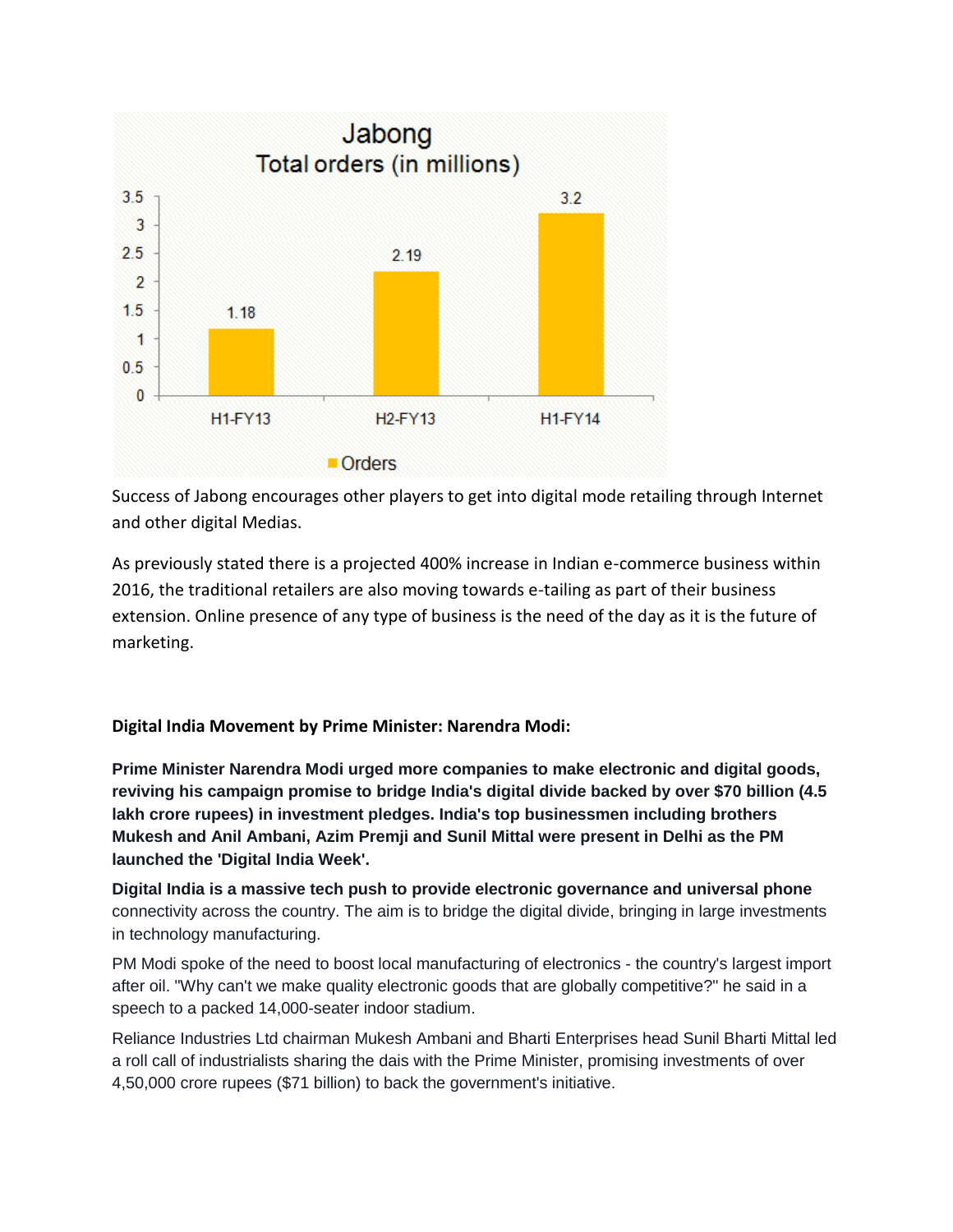Jabong
Total orders (in millions)

3.5
3
2.5
2
1.5
1
0.5
0

1.18
2.19
3.2

H1-FY13
H2-FY13
H1-FY14

Orders

Success of Jabong encourages other players to get into digital mode retailing through Internet and other digital Medias.

As previously stated there is a projected 400% increase in Indian e-commerce business within 2016, the traditional retailers are also moving towards e-tailing as part of their business extension. Online presence of any type of business is the need of the day as it is the future of marketing.

**Digital India Movement by Prime Minister: Narendra Modi:**

**Prime Minister Narendra Modi urged more companies to make electronic and digital goods, reviving his campaign promise to bridge India's digital divide backed by over $70 billion (4.5 lakh crore rupees) in investment pledges. India's top businessmen including brothers Mukesh and Anil Ambani, Azim Premji and Sunil Mittal were present in Delhi as the PM launched the 'Digital India Week'.**

**Digital India is a massive tech push to provide electronic governance and universal phone** connectivity across the country. The aim is to bridge the digital divide, bringing in large investments in technology manufacturing.

PM Modi spoke of the need to boost local manufacturing of electronics - the country's largest import after oil. "Why can't we make quality electronic goods that are globally competitive?" he said in a speech to a packed 14,000-seater indoor stadium.

Reliance Industries Ltd chairman Mukesh Ambani and Bharti Enterprises head Sunil Bharti Mittal led a roll call of industrialists sharing the dais with the Prime Minister, promising investments of over 4,50,000 crore rupees ($71 billion) to back the government's initiative.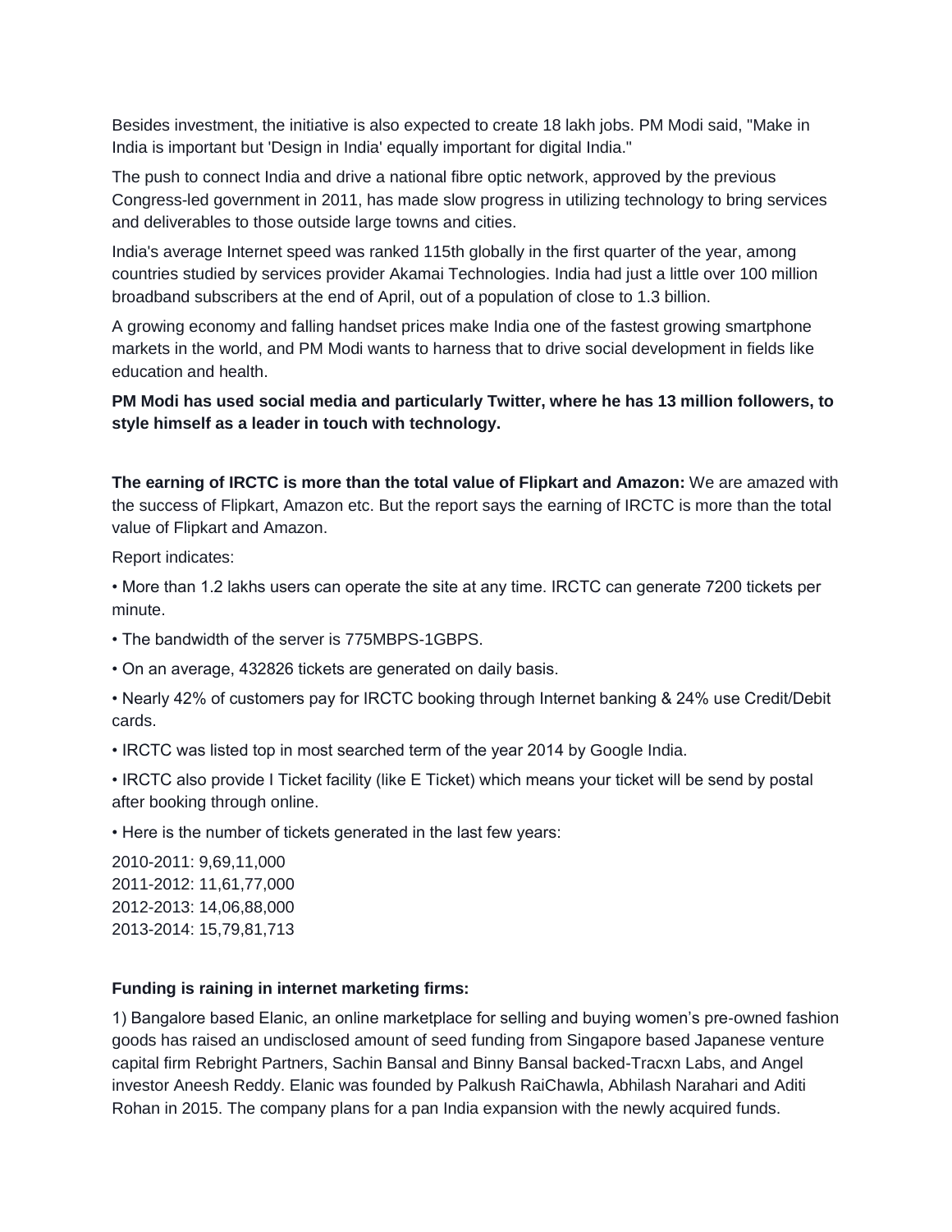Besides investment, the initiative is also expected to create 18 lakh jobs. PM Modi said, "Make in India is important but 'Design in India' equally important for digital India."

The push to connect India and drive a national fibre optic network, approved by the previous Congress-led government in 2011, has made slow progress in utilizing technology to bring services and deliverables to those outside large towns and cities.

India's average Internet speed was ranked 115th globally in the first quarter of the year, among countries studied by services provider Akamai Technologies. India had just a little over 100 million broadband subscribers at the end of April, out of a population of close to 1.3 billion.

A growing economy and falling handset prices make India one of the fastest growing smartphone markets in the world, and PM Modi wants to harness that to drive social development in fields like education and health.

**PM Modi has used social media and particularly Twitter, where he has 13 million followers, to style himself as a leader in touch with technology.**

**The earning of IRCTC is more than the total value of Flipkart and Amazon:** We are amazed with the success of Flipkart, Amazon etc. But the report says the earning of IRCTC is more than the total value of Flipkart and Amazon.

Report indicates:

• More than 1.2 lakhs users can operate the site at any time. IRCTC can generate 7200 tickets per minute.

• The bandwidth of the server is 775MBPS-1GBPS.

• On an average, 432826 tickets are generated on daily basis.

• Nearly 42% of customers pay for IRCTC booking through Internet banking & 24% use Credit/Debit cards.

• IRCTC was listed top in most searched term of the year 2014 by Google India.

• IRCTC also provide I Ticket facility (like E Ticket) which means your ticket will be send by postal after booking through online.

• Here is the number of tickets generated in the last few years:

2010-2011: 9,69,11,000
2011-2012: 11,61,77,000
2012-2013: 14,06,88,000
2013-2014: 15,79,81,713

**Funding is raining in internet marketing firms:**

1) Bangalore based Elanic, an online marketplace for selling and buying women's pre-owned fashion goods has raised an undisclosed amount of seed funding from Singapore based Japanese venture capital firm Rebright Partners, Sachin Bansal and Binny Bansal backed-Tracxn Labs, and Angel investor Aneesh Reddy. Elanic was founded by Palkush RaiChawla, Abhilash Narahari and Aditi Rohan in 2015. The company plans for a pan India expansion with the newly acquired funds.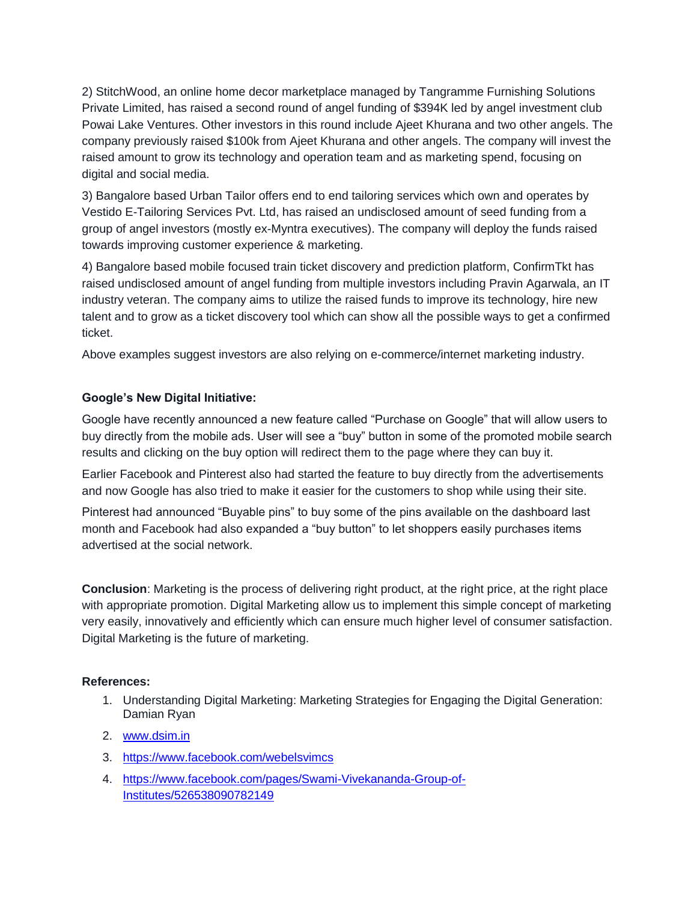2) StitchWood, an online home decor marketplace managed by Tangramme Furnishing Solutions Private Limited, has raised a second round of angel funding of $394K led by angel investment club Powai Lake Ventures. Other investors in this round include Ajeet Khurana and two other angels. The company previously raised $100k from Ajeet Khurana and other angels. The company will invest the raised amount to grow its technology and operation team and as marketing spend, focusing on digital and social media.

3) Bangalore based Urban Tailor offers end to end tailoring services which own and operates by Vestido E-Tailoring Services Pvt. Ltd, has raised an undisclosed amount of seed funding from a group of angel investors (mostly ex-Myntra executives). The company will deploy the funds raised towards improving customer experience & marketing.

4) Bangalore based mobile focused train ticket discovery and prediction platform, ConfirmTkt has raised undisclosed amount of angel funding from multiple investors including Pravin Agarwala, an IT industry veteran. The company aims to utilize the raised funds to improve its technology, hire new talent and to grow as a ticket discovery tool which can show all the possible ways to get a confirmed ticket.

Above examples suggest investors are also relying on e-commerce/internet marketing industry.

**Google's New Digital Initiative:**

Google have recently announced a new feature called "Purchase on Google" that will allow users to buy directly from the mobile ads. User will see a "buy" button in some of the promoted mobile search results and clicking on the buy option will redirect them to the page where they can buy it.

Earlier Facebook and Pinterest also had started the feature to buy directly from the advertisements and now Google has also tried to make it easier for the customers to shop while using their site.

Pinterest had announced "Buyable pins" to buy some of the pins available on the dashboard last month and Facebook had also expanded a "buy button" to let shoppers easily purchases items advertised at the social network.

**Conclusion**: Marketing is the process of delivering right product, at the right price, at the right place with appropriate promotion. Digital Marketing allow us to implement this simple concept of marketing very easily, innovatively and efficiently which can ensure much higher level of consumer satisfaction. Digital Marketing is the future of marketing.

**References:**

1. Understanding Digital Marketing: Marketing Strategies for Engaging the Digital Generation: Damian Ryan
2. [www.dsim.in](http://www.dsim.in)
3. [https://www.facebook.com/webelsvimcs](https://www.facebook.com/webelsvimcs)
4. [https://www.facebook.com/pages/Swami-Vivekananda-Group-of-Institutes/526538090782149](https://www.facebook.com/pages/Swami-Vivekananda-Group-of-Institutes/526538090782149)